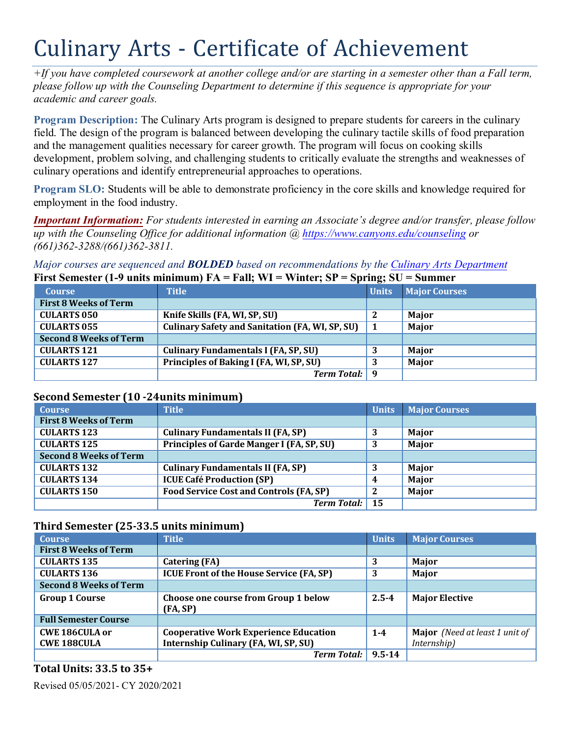# Culinary Arts - Certificate of Achievement

*+If you have completed coursework at another college and/or are starting in a semester other than a Fall term, please follow up with the Counseling Department to determine if this sequence is appropriate for your academic and career goals.*

**Program Description:** The Culinary Arts program is designed to prepare students for careers in the culinary field. The design of the program is balanced between developing the culinary tactile skills of food preparation and the management qualities necessary for career growth. The program will focus on cooking skills development, problem solving, and challenging students to critically evaluate the strengths and weaknesses of culinary operations and identify entrepreneurial approaches to operations.

**Program SLO:** Students will be able to demonstrate proficiency in the core skills and knowledge required for employment in the food industry.

***Important Information:*** *For students interested in earning an Associate's degree and/or transfer, please follow up with the Counseling Office for additional information @ https://www.canyons.edu/counseling or (661)362-3288/(661)362-3811.*

*Major courses are sequenced and **BOLDED** based on recommendations by the Culinary Arts Department*

**First Semester (1-9 units minimum) FA = Fall; WI = Winter; SP = Spring; SU = Summer**

| Course | Title | Units | Major Courses |
|---|---|---|---|
| **First 8 Weeks of Term** | | | |
| **CULARTS 050** | **Knife Skills (FA, WI, SP, SU)** | **2** | **Major** |
| **CULARTS 055** | **Culinary Safety and Sanitation (FA, WI, SP, SU)** | **1** | **Major** |
| **Second 8 Weeks of Term** | | | |
| **CULARTS 121** | **Culinary Fundamentals I (FA, SP, SU)** | **3** | **Major** |
| **CULARTS 127** | **Principles of Baking I (FA, WI, SP, SU)** | **3** | **Major** |
| | ***Term Total:*** | **9** | |

**Second Semester (10 -24units minimum)**

| Course | Title | Units | Major Courses |
|---|---|---|---|
| **First 8 Weeks of Term** | | | |
| **CULARTS 123** | **Culinary Fundamentals II (FA, SP)** | **3** | **Major** |
| **CULARTS 125** | **Principles of Garde Manger I (FA, SP, SU)** | **3** | **Major** |
| **Second 8 Weeks of Term** | | | |
| **CULARTS 132** | **Culinary Fundamentals II (FA, SP)** | **3** | **Major** |
| **CULARTS 134** | **ICUE Café Production (SP)** | **4** | **Major** |
| **CULARTS 150** | **Food Service Cost and Controls (FA, SP)** | **2** | **Major** |
| | ***Term Total:*** | **15** | |

**Third Semester (25-33.5 units minimum)**

| Course | Title | Units | Major Courses |
|---|---|---|---|
| **First 8 Weeks of Term** | | | |
| **CULARTS 135** | **Catering (FA)** | **3** | **Major** |
| **CULARTS 136** | **ICUE Front of the House Service (FA, SP)** | **3** | **Major** |
| **Second 8 Weeks of Term** | | | |
| **Group 1 Course** | **Choose one course from Group 1 below (FA, SP)** | **2.5-4** | **Major Elective** |
| **Full Semester Course** | | | |
| **CWE 186CULA or CWE 188CULA** | **Cooperative Work Experience Education Internship Culinary (FA, WI, SP, SU)** | **1-4** | **Major** *(Need at least 1 unit of Internship)* |
| | ***Term Total:*** | **9.5-14** | |

**Total Units: 33.5 to 35+**

Revised 05/05/2021- CY 2020/2021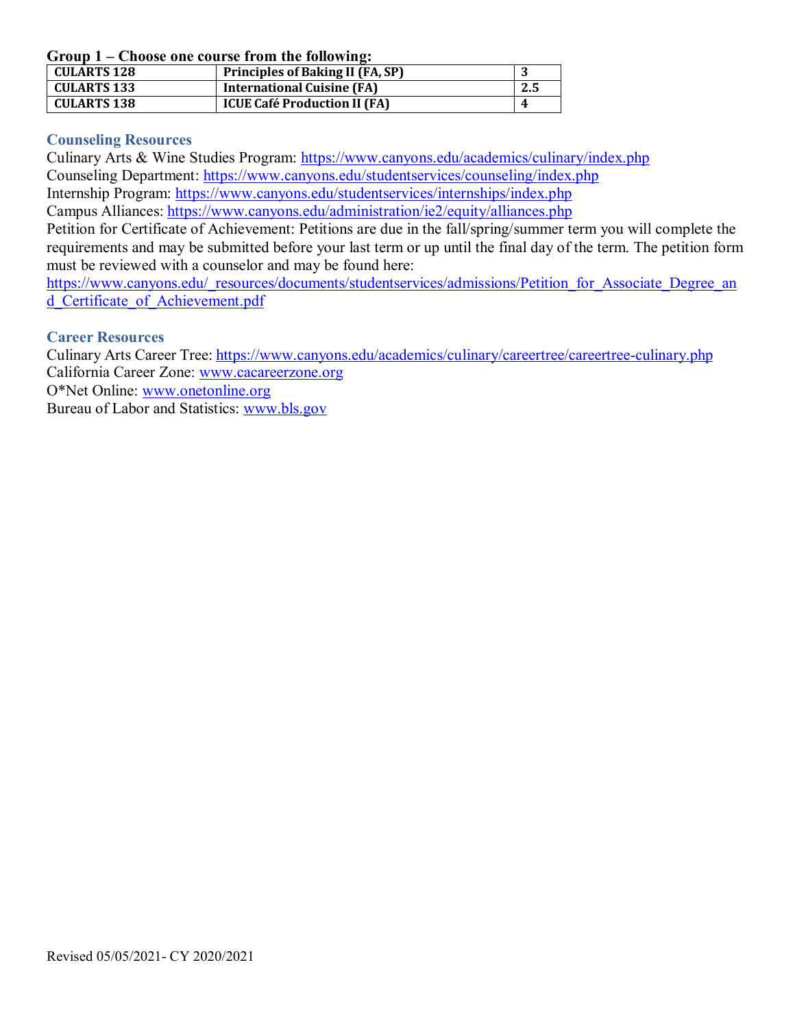**Group 1 – Choose one course from the following:**

| | | |
|---|---|---|
| **CULARTS 128** | **Principles of Baking II (FA, SP)** | **3** |
| **CULARTS 133** | **International Cuisine (FA)** | **2.5** |
| **CULARTS 138** | **ICUE Café Production II (FA)** | **4** |

### Counseling Resources

Culinary Arts & Wine Studies Program: https://www.canyons.edu/academics/culinary/index.php
Counseling Department: https://www.canyons.edu/studentservices/counseling/index.php
Internship Program: https://www.canyons.edu/studentservices/internships/index.php
Campus Alliances: https://www.canyons.edu/administration/ie2/equity/alliances.php
Petition for Certificate of Achievement: Petitions are due in the fall/spring/summer term you will complete the requirements and may be submitted before your last term or up until the final day of the term. The petition form must be reviewed with a counselor and may be found here:
https://www.canyons.edu/_resources/documents/studentservices/admissions/Petition_for_Associate_Degree_and_Certificate_of_Achievement.pdf

### Career Resources

Culinary Arts Career Tree: https://www.canyons.edu/academics/culinary/careertree/careertree-culinary.php
California Career Zone: www.cacareerzone.org
O*Net Online: www.onetonline.org
Bureau of Labor and Statistics: www.bls.gov

Revised 05/05/2021- CY 2020/2021